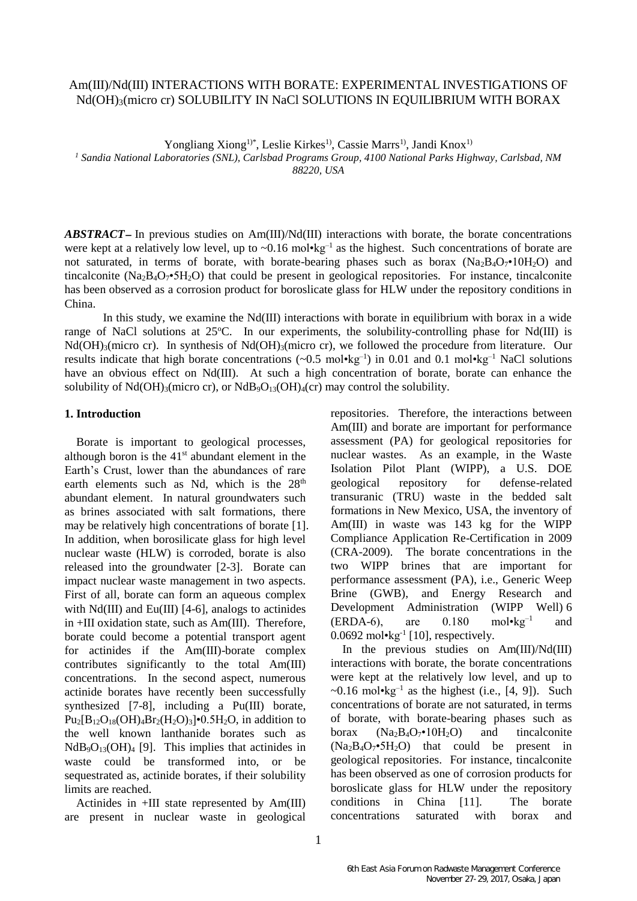# Am(III)/Nd(III) INTERACTIONS WITH BORATE: EXPERIMENTAL INVESTIGATIONS OF $Nd(OH)_3$(micro cr) SOLUBILITY IN NaCl SOLUTIONS IN EQUILIBRIUM WITH BORAX

Yongliang Xiong[1)*], Leslie Kirkes[1)], Cassie Marrs[1)], Jandi Knox[1)]

[1] *Sandia National Laboratories (SNL), Carlsbad Programs Group, 4100 National Parks Highway, Carlsbad, NM 88220, USA*

***ABSTRACT*** **–** In previous studies on Am(III)/Nd(III) interactions with borate, the borate concentrations were kept at a relatively low level, up to ~0.16 mol•kg$^{-1}$ as the highest. Such concentrations of borate are not saturated, in terms of borate, with borate-bearing phases such as borax ($Na_2B_4O_7$•$10H_2O$) and tincalconite ($Na_2B_4O_7$•$5H_2O$) that could be present in geological repositories. For instance, tincalconite has been observed as a corrosion product for boroslicate glass for HLW under the repository conditions in China.

In this study, we examine the Nd(III) interactions with borate in equilibrium with borax in a wide range of NaCl solutions at 25°C. In our experiments, the solubility-controlling phase for Nd(III) is $Nd(OH)_3$(micro cr). In synthesis of $Nd(OH)_3$(micro cr), we followed the procedure from literature. Our results indicate that high borate concentrations (~0.5 mol•kg$^{-1}$) in 0.01 and 0.1 mol•kg$^{-1}$ NaCl solutions have an obvious effect on Nd(III). At such a high concentration of borate, borate can enhance the solubility of $Nd(OH)_3$(micro cr), or $NdB_9O_{13}(OH)_4$(cr) may control the solubility.

## 1. Introduction

Borate is important to geological processes, although boron is the 41st abundant element in the Earth's Crust, lower than the abundances of rare earth elements such as Nd, which is the 28th abundant element. In natural groundwaters such as brines associated with salt formations, there may be relatively high concentrations of borate [1]. In addition, when borosilicate glass for high level nuclear waste (HLW) is corroded, borate is also released into the groundwater [2-3]. Borate can impact nuclear waste management in two aspects. First of all, borate can form an aqueous complex with Nd(III) and Eu(III) [4-6], analogs to actinides in +III oxidation state, such as Am(III). Therefore, borate could become a potential transport agent for actinides if the Am(III)-borate complex contributes significantly to the total Am(III) concentrations. In the second aspect, numerous actinide borates have recently been successfully synthesized [7-8], including a Pu(III) borate, $Pu_2[B_{12}O_{18}(OH)_4Br_2(H_2O)_3]$•$0.5H_2O$, in addition to the well known lanthanide borates such as $NdB_9O_{13}(OH)_4$ [9]. This implies that actinides in waste could be transformed into, or be sequestrated as, actinide borates, if their solubility limits are reached.

Actinides in +III state represented by Am(III) are present in nuclear waste in geological repositories. Therefore, the interactions between Am(III) and borate are important for performance assessment (PA) for geological repositories for nuclear wastes. As an example, in the Waste Isolation Pilot Plant (WIPP), a U.S. DOE geological repository for defense-related transuranic (TRU) waste in the bedded salt formations in New Mexico, USA, the inventory of Am(III) in waste was 143 kg for the WIPP Compliance Application Re-Certification in 2009 (CRA-2009). The borate concentrations in the two WIPP brines that are important for performance assessment (PA), i.e., Generic Weep Brine (GWB), and Energy Research and Development Administration (WIPP Well) 6 (ERDA-6), are 0.180 mol•kg$^{-1}$ and 0.0692 mol•kg$^{-1}$ [10], respectively.

In the previous studies on Am(III)/Nd(III) interactions with borate, the borate concentrations were kept at the relatively low level, and up to ~0.16 mol•kg$^{-1}$ as the highest (i.e., [4, 9]). Such concentrations of borate are not saturated, in terms of borate, with borate-bearing phases such as borax ($Na_2B_4O_7$•$10H_2O$) and tincalconite ($Na_2B_4O_7$•$5H_2O$) that could be present in geological repositories. For instance, tincalconite has been observed as one of corrosion products for boroslicate glass for HLW under the repository conditions in China [11]. The borate concentrations saturated with borax and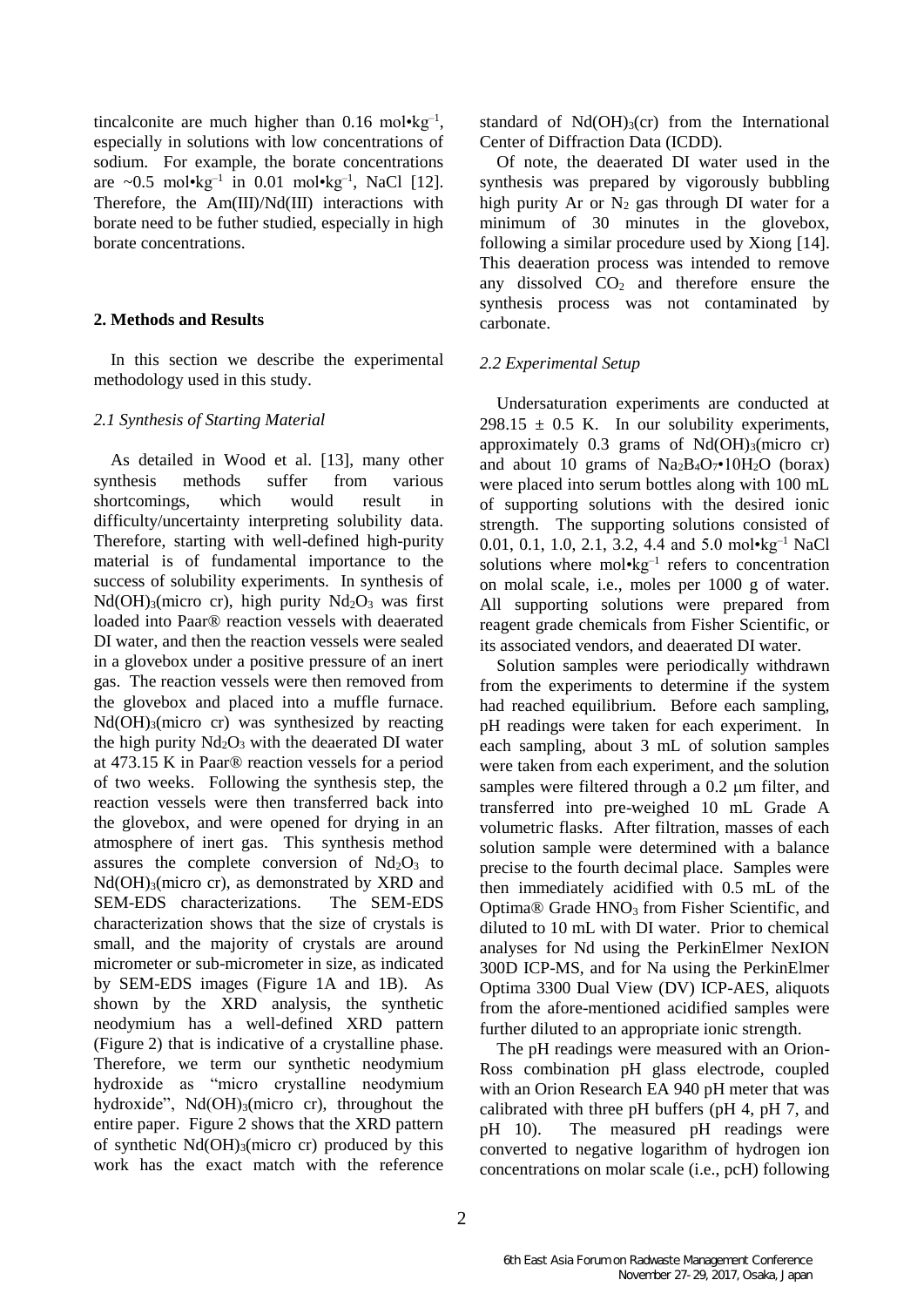tincalconite are much higher than 0.16 mol•kg$^{-1}$, especially in solutions with low concentrations of sodium. For example, the borate concentrations are ~0.5 mol•kg$^{-1}$ in 0.01 mol•kg$^{-1}$, NaCl [12]. Therefore, the Am(III)/Nd(III) interactions with borate need to be futher studied, especially in high borate concentrations.

## 2. Methods and Results

In this section we describe the experimental methodology used in this study.

### *2.1 Synthesis of Starting Material*

As detailed in Wood et al. [13], many other synthesis methods suffer from various shortcomings, which would result in difficulty/uncertainty interpreting solubility data. Therefore, starting with well-defined high-purity material is of fundamental importance to the success of solubility experiments. In synthesis of $Nd(OH)_3$(micro cr), high purity $Nd_2O_3$ was first loaded into Paar® reaction vessels with deaerated DI water, and then the reaction vessels were sealed in a glovebox under a positive pressure of an inert gas. The reaction vessels were then removed from the glovebox and placed into a muffle furnace. $Nd(OH)_3$(micro cr) was synthesized by reacting the high purity $Nd_2O_3$ with the deaerated DI water at 473.15 K in Paar® reaction vessels for a period of two weeks. Following the synthesis step, the reaction vessels were then transferred back into the glovebox, and were opened for drying in an atmosphere of inert gas. This synthesis method assures the complete conversion of $Nd_2O_3$ to $Nd(OH)_3$(micro cr), as demonstrated by XRD and SEM-EDS characterizations. The SEM-EDS characterization shows that the size of crystals is small, and the majority of crystals are around micrometer or sub-micrometer in size, as indicated by SEM-EDS images (Figure 1A and 1B). As shown by the XRD analysis, the synthetic neodymium has a well-defined XRD pattern (Figure 2) that is indicative of a crystalline phase. Therefore, we term our synthetic neodymium hydroxide as "micro crystalline neodymium hydroxide", $Nd(OH)_3$(micro cr), throughout the entire paper. Figure 2 shows that the XRD pattern of synthetic $Nd(OH)_3$(micro cr) produced by this work has the exact match with the reference standard of $Nd(OH)_3$(cr) from the International Center of Diffraction Data (ICDD).

Of note, the deaerated DI water used in the synthesis was prepared by vigorously bubbling high purity Ar or $N_2$ gas through DI water for a minimum of 30 minutes in the glovebox, following a similar procedure used by Xiong [14]. This deaeration process was intended to remove any dissolved $CO_2$ and therefore ensure the synthesis process was not contaminated by carbonate.

### *2.2 Experimental Setup*

Undersaturation experiments are conducted at 298.15 ± 0.5 K. In our solubility experiments, approximately 0.3 grams of $Nd(OH)_3$(micro cr) and about 10 grams of $Na_2B_4O_7$•$10H_2O$ (borax) were placed into serum bottles along with 100 mL of supporting solutions with the desired ionic strength. The supporting solutions consisted of 0.01, 0.1, 1.0, 2.1, 3.2, 4.4 and 5.0 mol•kg$^{-1}$ NaCl solutions where mol•kg$^{-1}$ refers to concentration on molal scale, i.e., moles per 1000 g of water. All supporting solutions were prepared from reagent grade chemicals from Fisher Scientific, or its associated vendors, and deaerated DI water.

Solution samples were periodically withdrawn from the experiments to determine if the system had reached equilibrium. Before each sampling, pH readings were taken for each experiment. In each sampling, about 3 mL of solution samples were taken from each experiment, and the solution samples were filtered through a 0.2 μm filter, and transferred into pre-weighed 10 mL Grade A volumetric flasks. After filtration, masses of each solution sample were determined with a balance precise to the fourth decimal place. Samples were then immediately acidified with 0.5 mL of the Optima® Grade $HNO_3$ from Fisher Scientific, and diluted to 10 mL with DI water. Prior to chemical analyses for Nd using the PerkinElmer NexION 300D ICP-MS, and for Na using the PerkinElmer Optima 3300 Dual View (DV) ICP-AES, aliquots from the afore-mentioned acidified samples were further diluted to an appropriate ionic strength.

The pH readings were measured with an Orion-Ross combination pH glass electrode, coupled with an Orion Research EA 940 pH meter that was calibrated with three pH buffers (pH 4, pH 7, and pH 10). The measured pH readings were converted to negative logarithm of hydrogen ion concentrations on molar scale (i.e., pcH) following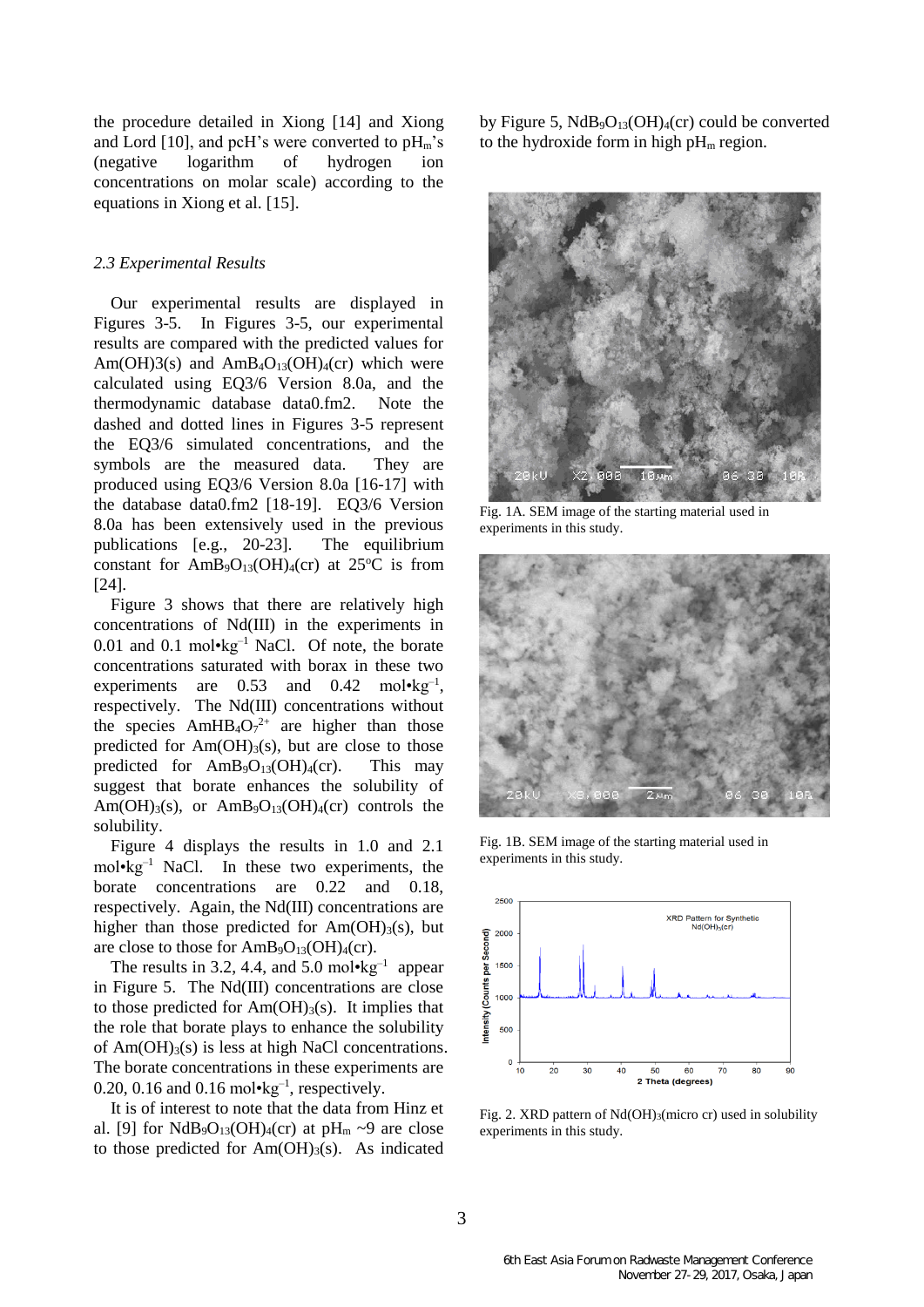the procedure detailed in Xiong [14] and Xiong and Lord [10], and pcH's were converted to $pH_m$'s (negative logarithm of hydrogen ion concentrations on molar scale) according to the equations in Xiong et al. [15].

### *2.3 Experimental Results*

Our experimental results are displayed in Figures 3-5. In Figures 3-5, our experimental results are compared with the predicted values for Am(OH)3(s) and $AmB_4O_{13}(OH)_4$(cr) which were calculated using EQ3/6 Version 8.0a, and the thermodynamic database data0.fm2. Note the dashed and dotted lines in Figures 3-5 represent the EQ3/6 simulated concentrations, and the symbols are the measured data. They are produced using EQ3/6 Version 8.0a [16-17] with the database data0.fm2 [18-19]. EQ3/6 Version 8.0a has been extensively used in the previous publications [e.g., 20-23]. The equilibrium constant for $AmB_9O_{13}(OH)_4$(cr) at 25°C is from [24].

Figure 3 shows that there are relatively high concentrations of Nd(III) in the experiments in 0.01 and 0.1 mol•kg$^{-1}$ NaCl. Of note, the borate concentrations saturated with borax in these two experiments are 0.53 and 0.42 mol•kg$^{-1}$, respectively. The Nd(III) concentrations without the species $AmHB_4O_7^{2+}$ are higher than those predicted for $Am(OH)_3$(s), but are close to those predicted for $AmB_9O_{13}(OH)_4$(cr). This may suggest that borate enhances the solubility of $Am(OH)_3$(s), or $AmB_9O_{13}(OH)_4$(cr) controls the solubility.

Figure 4 displays the results in 1.0 and 2.1 mol•kg$^{-1}$ NaCl. In these two experiments, the borate concentrations are 0.22 and 0.18, respectively. Again, the Nd(III) concentrations are higher than those predicted for $Am(OH)_3$(s), but are close to those for $AmB_9O_{13}(OH)_4$(cr).

The results in 3.2, 4.4, and 5.0 mol•kg$^{-1}$ appear in Figure 5. The Nd(III) concentrations are close to those predicted for $Am(OH)_3$(s). It implies that the role that borate plays to enhance the solubility of $Am(OH)_3$(s) is less at high NaCl concentrations. The borate concentrations in these experiments are 0.20, 0.16 and 0.16 mol•kg$^{-1}$, respectively.

It is of interest to note that the data from Hinz et al. [9] for $NdB_9O_{13}(OH)_4$(cr) at $pH_m$ ~9 are close to those predicted for $Am(OH)_3$(s). As indicated by Figure 5, $NdB_9O_{13}(OH)_4$(cr) could be converted to the hydroxide form in high $pH_m$ region.

Fig. 1A. SEM image of the starting material used in experiments in this study.

Fig. 1B. SEM image of the starting material used in experiments in this study.

Fig. 2. XRD pattern of $Nd(OH)_3$(micro cr) used in solubility experiments in this study.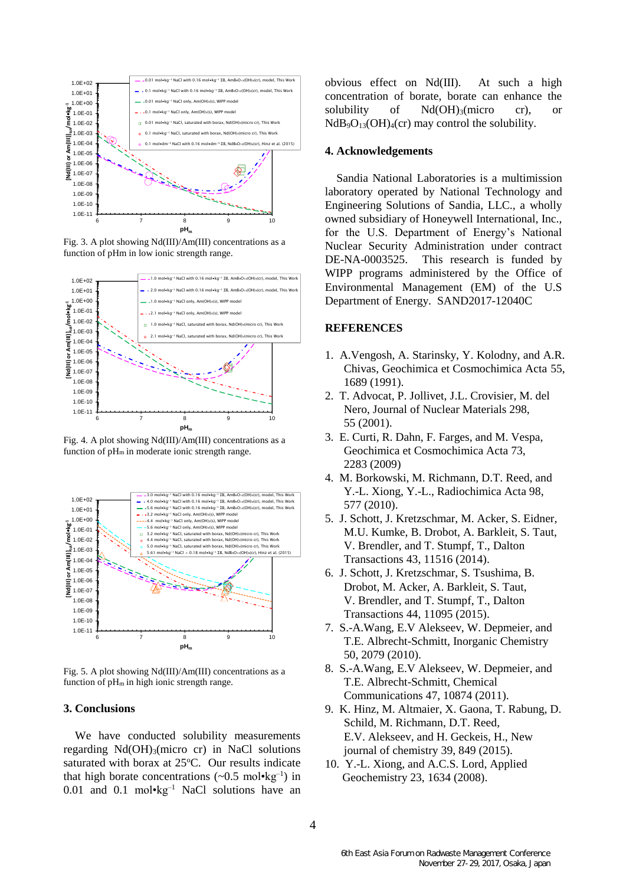Fig. 3. A plot showing Nd(III)/Am(III) concentrations as a function of pHm in low ionic strength range.

Fig. 4. A plot showing Nd(III)/Am(III) concentrations as a function of $pH_m$ in moderate ionic strength range.

Fig. 5. A plot showing Nd(III)/Am(III) concentrations as a function of $pH_m$ in high ionic strength range.

## 3. Conclusions

We have conducted solubility measurements regarding $Nd(OH)_3$(micro cr) in NaCl solutions saturated with borax at 25°C. Our results indicate that high borate concentrations (~0.5 mol•kg$^{-1}$) in 0.01 and 0.1 mol•kg$^{-1}$ NaCl solutions have an obvious effect on Nd(III). At such a high concentration of borate, borate can enhance the solubility of $Nd(OH)_3$(micro cr), or $NdB_9O_{13}(OH)_4$(cr) may control the solubility.

## 4. Acknowledgements

Sandia National Laboratories is a multimission laboratory operated by National Technology and Engineering Solutions of Sandia, LLC., a wholly owned subsidiary of Honeywell International, Inc., for the U.S. Department of Energy's National Nuclear Security Administration under contract DE-NA-0003525. This research is funded by WIPP programs administered by the Office of Environmental Management (EM) of the U.S Department of Energy. SAND2017-12040C

## REFERENCES

1. A.Vengosh, A. Starinsky, Y. Kolodny, and A.R. Chivas, Geochimica et Cosmochimica Acta 55, 1689 (1991).
2. T. Advocat, P. Jollivet, J.L. Crovisier, M. del Nero, Journal of Nuclear Materials 298, 55 (2001).
3. E. Curti, R. Dahn, F. Farges, and M. Vespa, Geochimica et Cosmochimica Acta 73, 2283 (2009)
4. M. Borkowski, M. Richmann, D.T. Reed, and Y.-L. Xiong, Y.-L., Radiochimica Acta 98, 577 (2010).
5. J. Schott, J. Kretzschmar, M. Acker, S. Eidner, M.U. Kumke, B. Drobot, A. Barkleit, S. Taut, V. Brendler, and T. Stumpf, T., Dalton Transactions 43, 11516 (2014).
6. J. Schott, J. Kretzschmar, S. Tsushima, B. Drobot, M. Acker, A. Barkleit, S. Taut, V. Brendler, and T. Stumpf, T., Dalton Transactions 44, 11095 (2015).
7. S.-A.Wang, E.V Alekseev, W. Depmeier, and T.E. Albrecht-Schmitt, Inorganic Chemistry 50, 2079 (2010).
8. S.-A.Wang, E.V Alekseev, W. Depmeier, and T.E. Albrecht-Schmitt, Chemical Communications 47, 10874 (2011).
9. K. Hinz, M. Altmaier, X. Gaona, T. Rabung, D. Schild, M. Richmann, D.T. Reed, E.V. Alekseev, and H. Geckeis, H., New journal of chemistry 39, 849 (2015).
10. Y.-L. Xiong, and A.C.S. Lord, Applied Geochemistry 23, 1634 (2008).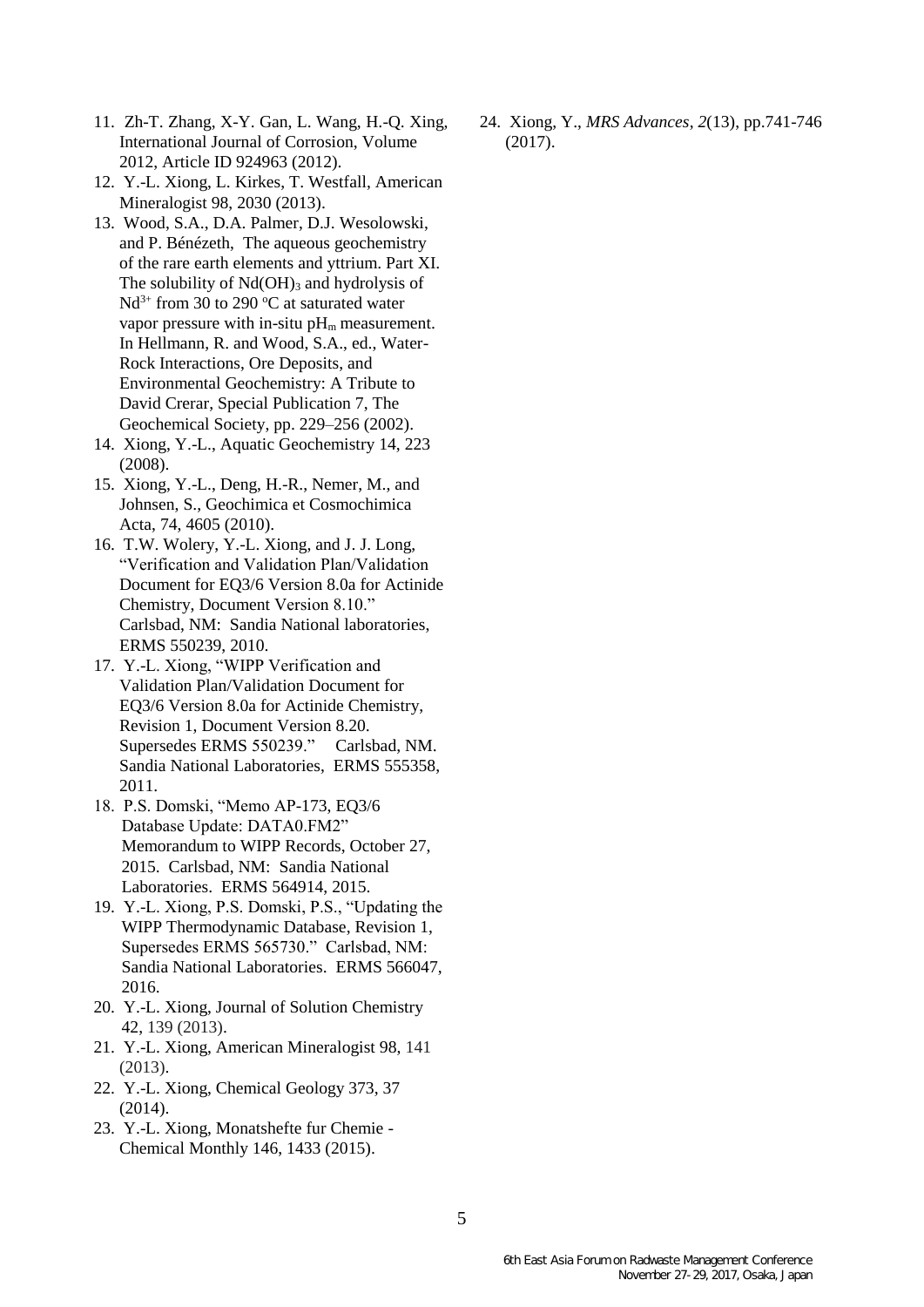11. Zh-T. Zhang, X-Y. Gan, L. Wang, H.-Q. Xing, International Journal of Corrosion, Volume 2012, Article ID 924963 (2012).
12. Y.-L. Xiong, L. Kirkes, T. Westfall, American Mineralogist 98, 2030 (2013).
13. Wood, S.A., D.A. Palmer, D.J. Wesolowski, and P. Bénézeth, The aqueous geochemistry of the rare earth elements and yttrium. Part XI. The solubility of $Nd(OH)_3$ and hydrolysis of $Nd^{3+}$ from 30 to 290 °C at saturated water vapor pressure with in-situ $pH_m$ measurement. In Hellmann, R. and Wood, S.A., ed., Water-Rock Interactions, Ore Deposits, and Environmental Geochemistry: A Tribute to David Crerar, Special Publication 7, The Geochemical Society, pp. 229–256 (2002).
14. Xiong, Y.-L., Aquatic Geochemistry 14, 223 (2008).
15. Xiong, Y.-L., Deng, H.-R., Nemer, M., and Johnsen, S., Geochimica et Cosmochimica Acta, 74, 4605 (2010).
16. T.W. Wolery, Y.-L. Xiong, and J. J. Long, "Verification and Validation Plan/Validation Document for EQ3/6 Version 8.0a for Actinide Chemistry, Document Version 8.10." Carlsbad, NM: Sandia National laboratories, ERMS 550239, 2010.
17. Y.-L. Xiong, "WIPP Verification and Validation Plan/Validation Document for EQ3/6 Version 8.0a for Actinide Chemistry, Revision 1, Document Version 8.20. Supersedes ERMS 550239." Carlsbad, NM. Sandia National Laboratories, ERMS 555358, 2011.
18. P.S. Domski, "Memo AP-173, EQ3/6 Database Update: DATA0.FM2" Memorandum to WIPP Records, October 27, 2015. Carlsbad, NM: Sandia National Laboratories. ERMS 564914, 2015.
19. Y.-L. Xiong, P.S. Domski, P.S., "Updating the WIPP Thermodynamic Database, Revision 1, Supersedes ERMS 565730." Carlsbad, NM: Sandia National Laboratories. ERMS 566047, 2016.
20. Y.-L. Xiong, Journal of Solution Chemistry 42, 139 (2013).
21. Y.-L. Xiong, American Mineralogist 98, 141 (2013).
22. Y.-L. Xiong, Chemical Geology 373, 37 (2014).
23. Y.-L. Xiong, Monatshefte fur Chemie - Chemical Monthly 146, 1433 (2015).
24. Xiong, Y., *MRS Advances*, *2*(13), pp.741-746 (2017).